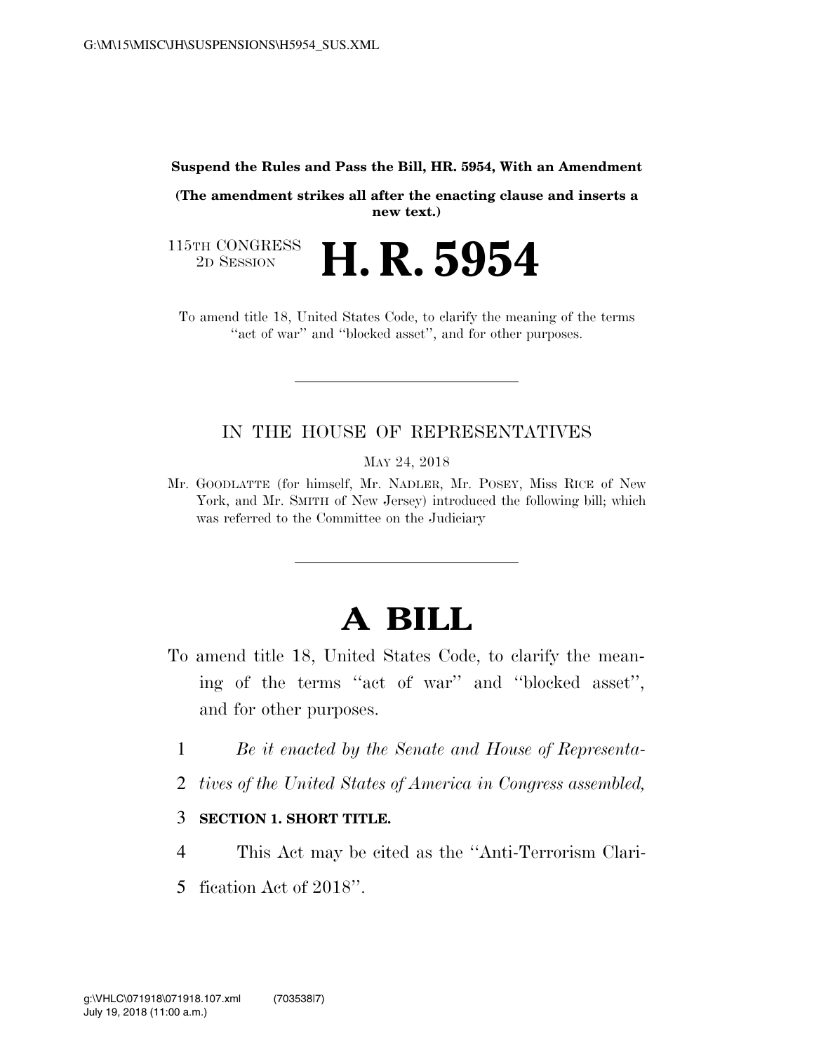**Suspend the Rules and Pass the Bill, HR. 5954, With an Amendment**

**(The amendment strikes all after the enacting clause and inserts a new text.)**

115TH CONGRESS
2D SESSION

# H. R. 5954

To amend title 18, United States Code, to clarify the meaning of the terms "act of war" and "blocked asset", and for other purposes.

---

IN THE HOUSE OF REPRESENTATIVES

MAY 24, 2018

Mr. GOODLATTE (for himself, Mr. NADLER, Mr. POSEY, Miss RICE of New York, and Mr. SMITH of New Jersey) introduced the following bill; which was referred to the Committee on the Judiciary

---

# A BILL

To amend title 18, United States Code, to clarify the meaning of the terms "act of war" and "blocked asset", and for other purposes.

*Be it enacted by the Senate and House of Representatives of the United States of America in Congress assembled,*

**SECTION 1. SHORT TITLE.**

This Act may be cited as the "Anti-Terrorism Clarification Act of 2018".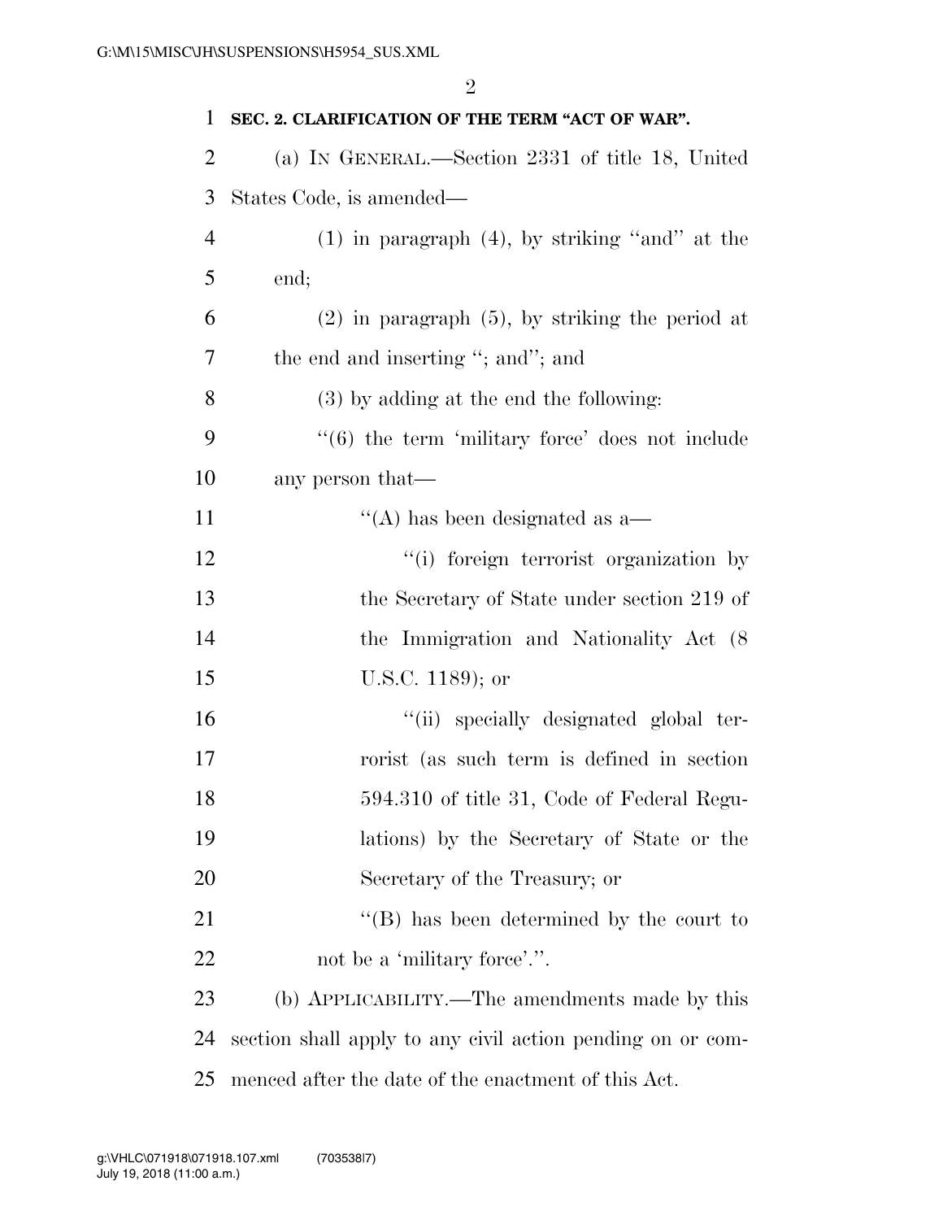**SEC. 2. CLARIFICATION OF THE TERM "ACT OF WAR".**

(a) IN GENERAL.—Section 2331 of title 18, United States Code, is amended—

(1) in paragraph (4), by striking "and" at the end;

(2) in paragraph (5), by striking the period at the end and inserting "; and"; and

(3) by adding at the end the following:

"(6) the term 'military force' does not include any person that—

"(A) has been designated as a—

"(i) foreign terrorist organization by the Secretary of State under section 219 of the Immigration and Nationality Act (8 U.S.C. 1189); or

"(ii) specially designated global terrorist (as such term is defined in section 594.310 of title 31, Code of Federal Regulations) by the Secretary of State or the Secretary of the Treasury; or

"(B) has been determined by the court to not be a 'military force'.".

(b) APPLICABILITY.—The amendments made by this section shall apply to any civil action pending on or commenced after the date of the enactment of this Act.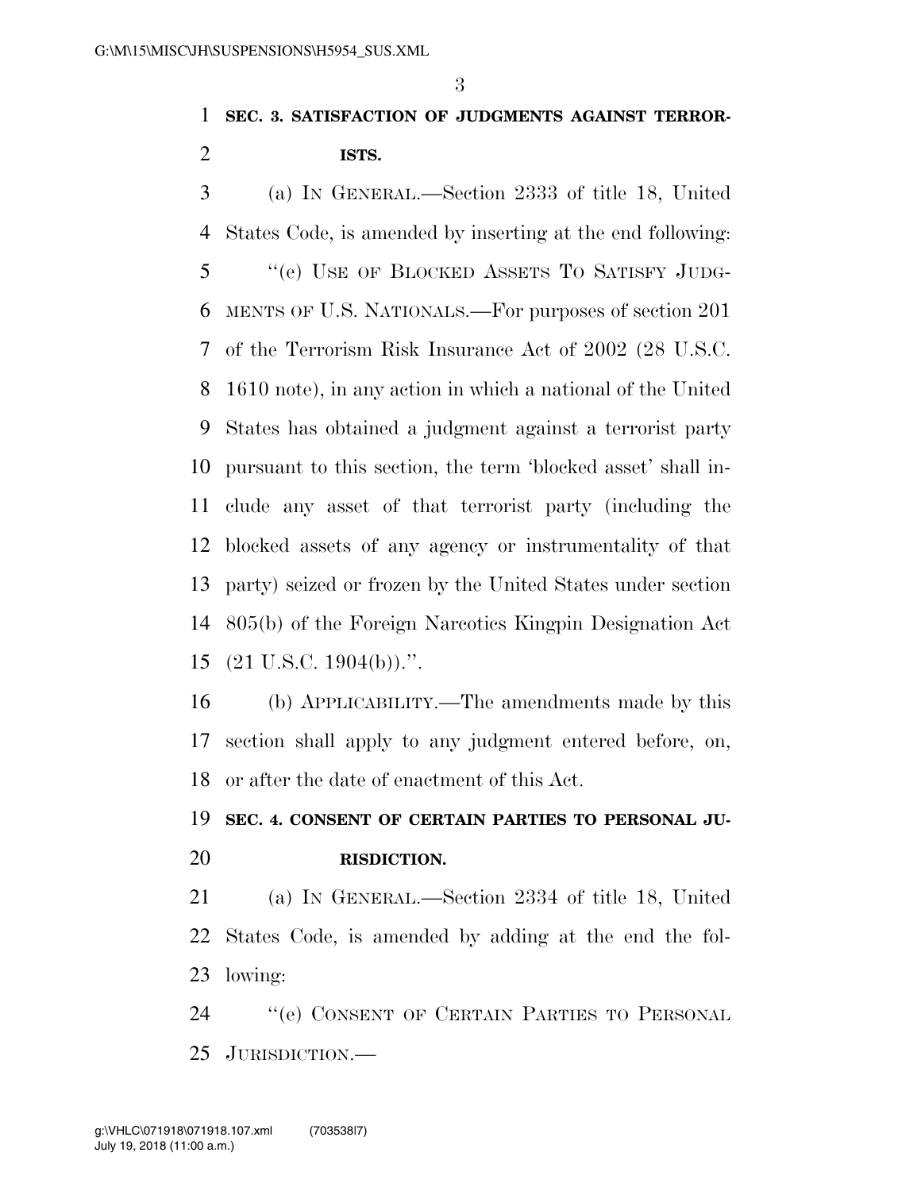**SEC. 3. SATISFACTION OF JUDGMENTS AGAINST TERRORISTS.**

(a) IN GENERAL.—Section 2333 of title 18, United States Code, is amended by inserting at the end following:

"(e) USE OF BLOCKED ASSETS TO SATISFY JUDGMENTS OF U.S. NATIONALS.—For purposes of section 201 of the Terrorism Risk Insurance Act of 2002 (28 U.S.C. 1610 note), in any action in which a national of the United States has obtained a judgment against a terrorist party pursuant to this section, the term 'blocked asset' shall include any asset of that terrorist party (including the blocked assets of any agency or instrumentality of that party) seized or frozen by the United States under section 805(b) of the Foreign Narcotics Kingpin Designation Act (21 U.S.C. 1904(b)).".

(b) APPLICABILITY.—The amendments made by this section shall apply to any judgment entered before, on, or after the date of enactment of this Act.

**SEC. 4. CONSENT OF CERTAIN PARTIES TO PERSONAL JURISDICTION.**

(a) IN GENERAL.—Section 2334 of title 18, United States Code, is amended by adding at the end the following:

"(e) CONSENT OF CERTAIN PARTIES TO PERSONAL JURISDICTION.—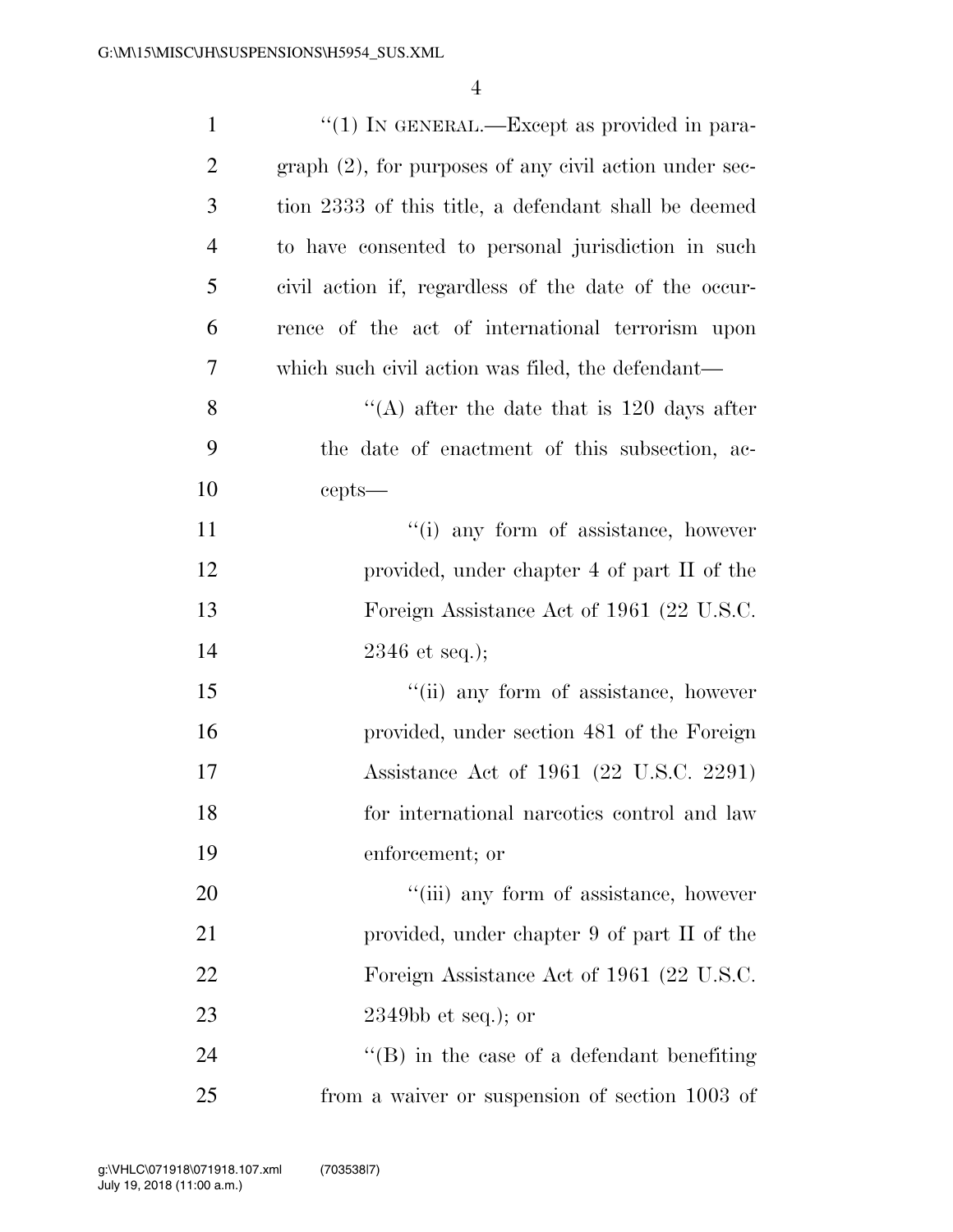"(1) IN GENERAL.—Except as provided in paragraph (2), for purposes of any civil action under section 2333 of this title, a defendant shall be deemed to have consented to personal jurisdiction in such civil action if, regardless of the date of the occurrence of the act of international terrorism upon which such civil action was filed, the defendant—

"(A) after the date that is 120 days after the date of enactment of this subsection, accepts—

"(i) any form of assistance, however provided, under chapter 4 of part II of the Foreign Assistance Act of 1961 (22 U.S.C. 2346 et seq.);

"(ii) any form of assistance, however provided, under section 481 of the Foreign Assistance Act of 1961 (22 U.S.C. 2291) for international narcotics control and law enforcement; or

"(iii) any form of assistance, however provided, under chapter 9 of part II of the Foreign Assistance Act of 1961 (22 U.S.C. 2349bb et seq.); or

"(B) in the case of a defendant benefiting from a waiver or suspension of section 1003 of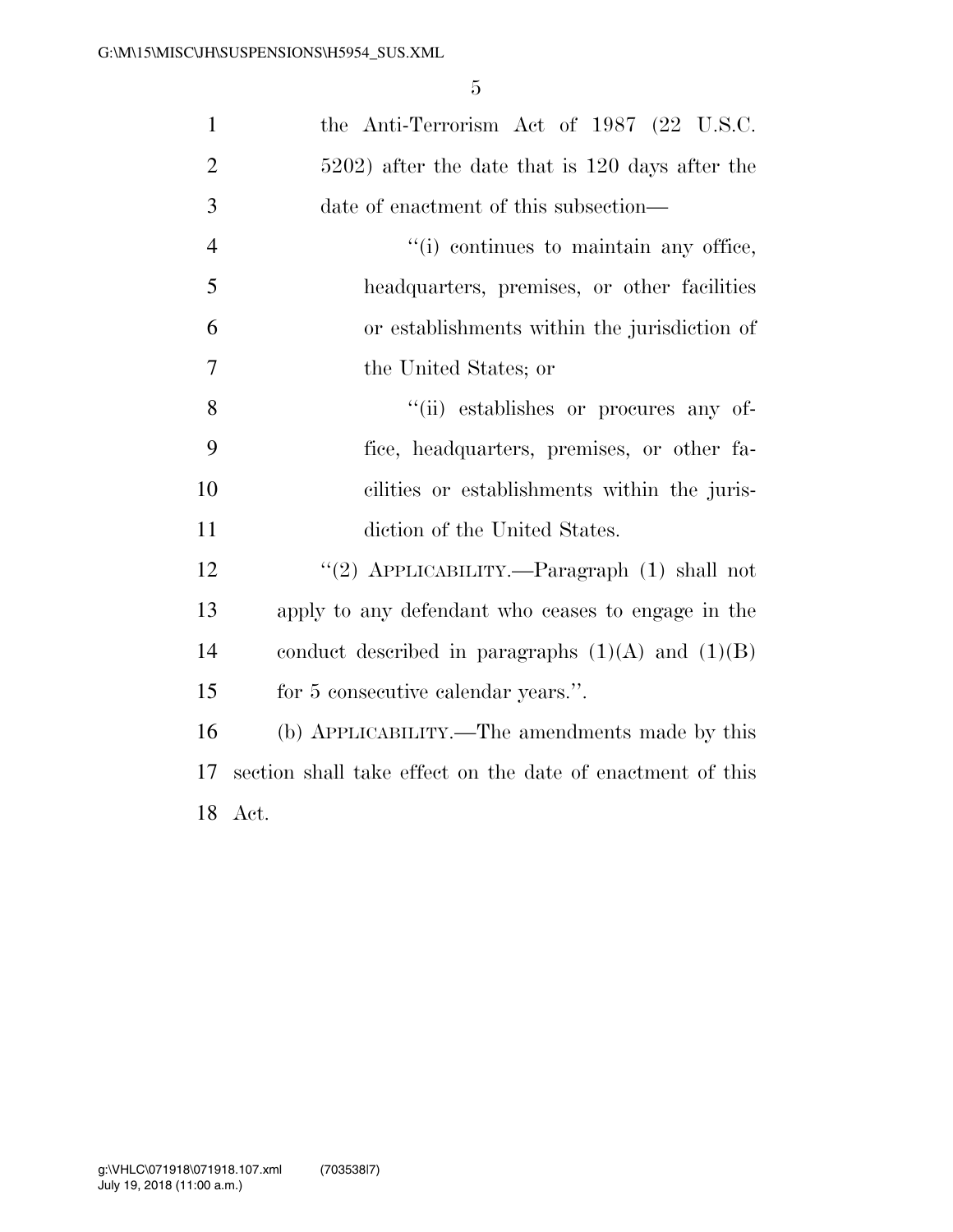the Anti-Terrorism Act of 1987 (22 U.S.C. 5202) after the date that is 120 days after the date of enactment of this subsection—

''(i) continues to maintain any office, headquarters, premises, or other facilities or establishments within the jurisdiction of the United States; or

''(ii) establishes or procures any office, headquarters, premises, or other facilities or establishments within the jurisdiction of the United States.

''(2) APPLICABILITY.—Paragraph (1) shall not apply to any defendant who ceases to engage in the conduct described in paragraphs (1)(A) and (1)(B) for 5 consecutive calendar years.''.

(b) APPLICABILITY.—The amendments made by this section shall take effect on the date of enactment of this Act.